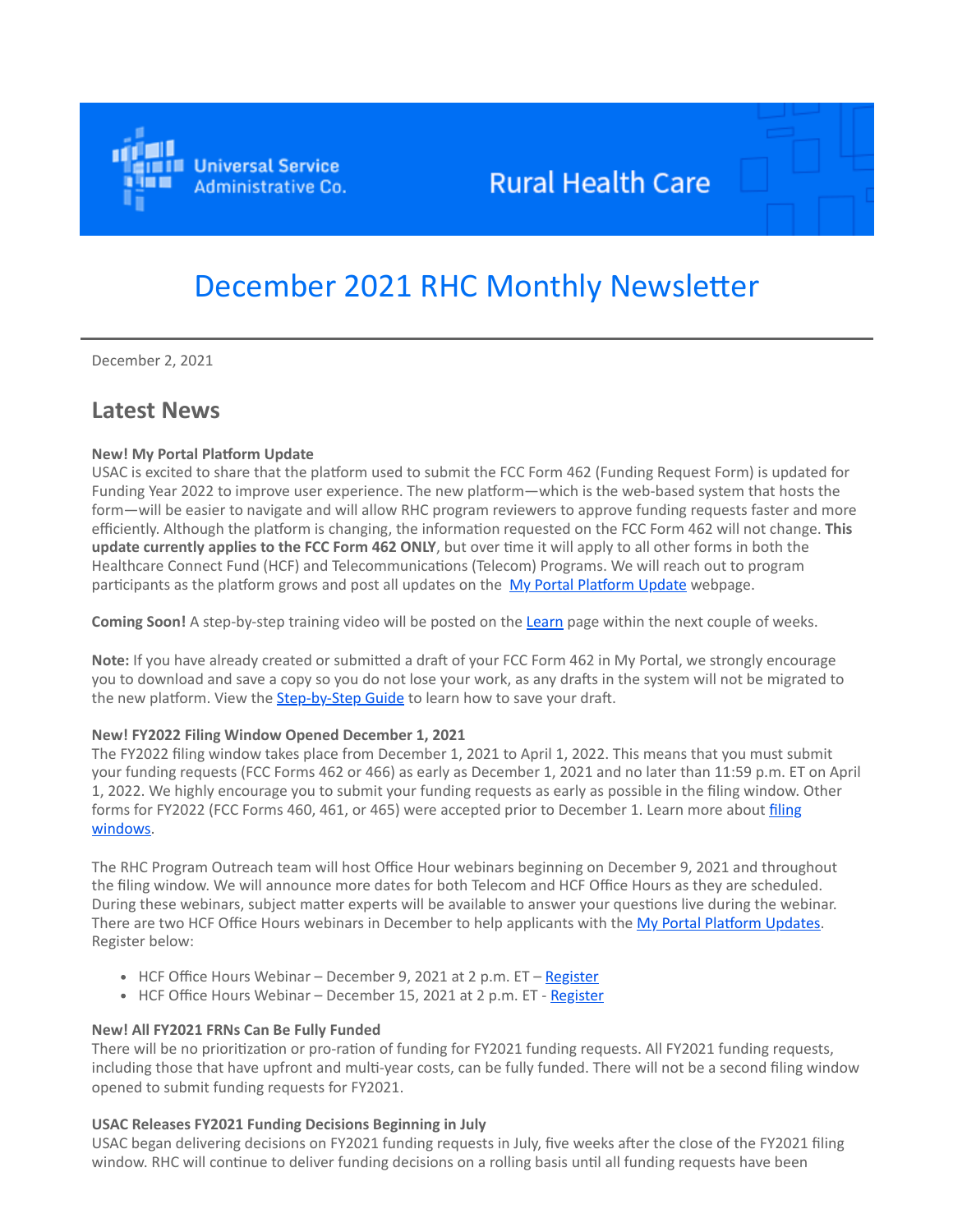Universal Service Administrative Co.

Rural Health Care

# December 2021 RHC Monthly Newsletter

December 2, 2021

## Latest News

**New! My Portal Platform Update**
USAC is excited to share that the platform used to submit the FCC Form 462 (Funding Request Form) is updated for Funding Year 2022 to improve user experience. The new platform—which is the web-based system that hosts the form—will be easier to navigate and will allow RHC program reviewers to approve funding requests faster and more efficiently. Although the platform is changing, the information requested on the FCC Form 462 will not change. **This update currently applies to the FCC Form 462 ONLY**, but over time it will apply to all other forms in both the Healthcare Connect Fund (HCF) and Telecommunications (Telecom) Programs. We will reach out to program participants as the platform grows and post all updates on the [My Portal Platform Update] webpage.

**Coming Soon!** A step-by-step training video will be posted on the [Learn] page within the next couple of weeks.

**Note:** If you have already created or submitted a draft of your FCC Form 462 in My Portal, we strongly encourage you to download and save a copy so you do not lose your work, as any drafts in the system will not be migrated to the new platform. View the [Step-by-Step Guide] to learn how to save your draft.

**New! FY2022 Filing Window Opened December 1, 2021**
The FY2022 filing window takes place from December 1, 2021 to April 1, 2022. This means that you must submit your funding requests (FCC Forms 462 or 466) as early as December 1, 2021 and no later than 11:59 p.m. ET on April 1, 2022. We highly encourage you to submit your funding requests as early as possible in the filing window. Other forms for FY2022 (FCC Forms 460, 461, or 465) were accepted prior to December 1. Learn more about [filing windows].

The RHC Program Outreach team will host Office Hour webinars beginning on December 9, 2021 and throughout the filing window. We will announce more dates for both Telecom and HCF Office Hours as they are scheduled. During these webinars, subject matter experts will be available to answer your questions live during the webinar. There are two HCF Office Hours webinars in December to help applicants with the [My Portal Platform Updates]. Register below:

- HCF Office Hours Webinar – December 9, 2021 at 2 p.m. ET – [Register]
- HCF Office Hours Webinar – December 15, 2021 at 2 p.m. ET - [Register]

**New! All FY2021 FRNs Can Be Fully Funded**
There will be no prioritization or pro-ration of funding for FY2021 funding requests. All FY2021 funding requests, including those that have upfront and multi-year costs, can be fully funded. There will not be a second filing window opened to submit funding requests for FY2021.

**USAC Releases FY2021 Funding Decisions Beginning in July**
USAC began delivering decisions on FY2021 funding requests in July, five weeks after the close of the FY2021 filing window. RHC will continue to deliver funding decisions on a rolling basis until all funding requests have been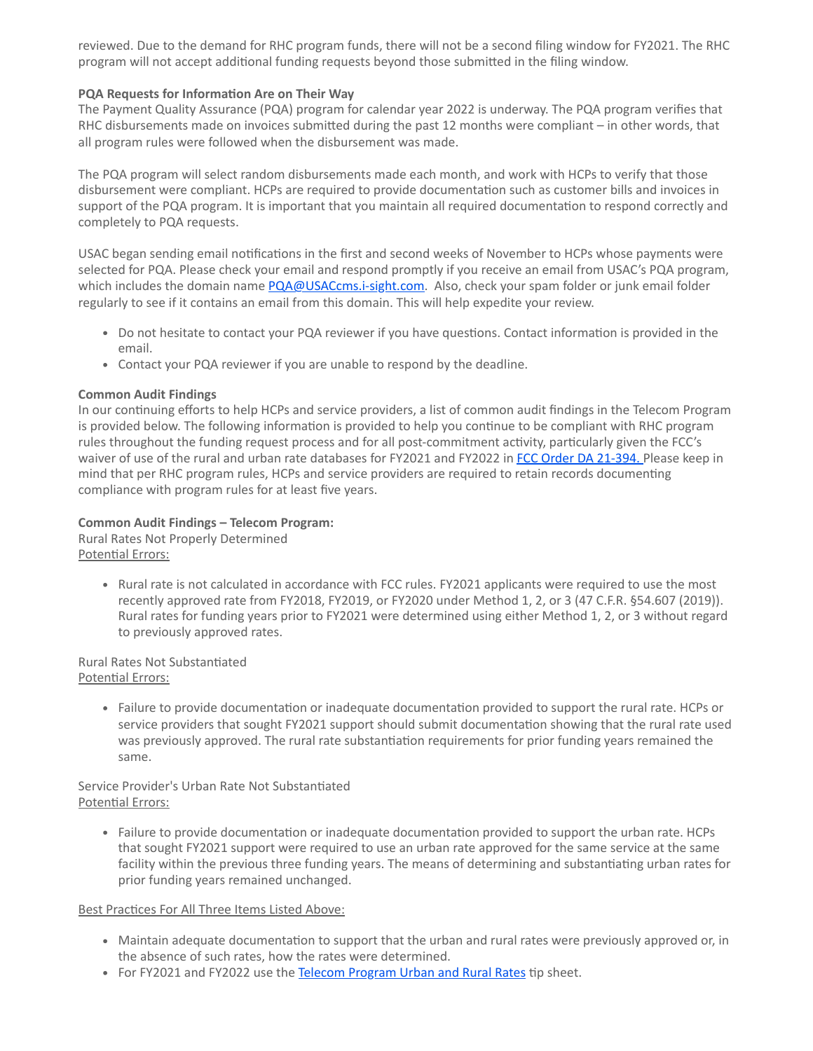reviewed. Due to the demand for RHC program funds, there will not be a second filing window for FY2021. The RHC program will not accept additional funding requests beyond those submitted in the filing window.

**PQA Requests for Information Are on Their Way**
The Payment Quality Assurance (PQA) program for calendar year 2022 is underway. The PQA program verifies that RHC disbursements made on invoices submitted during the past 12 months were compliant – in other words, that all program rules were followed when the disbursement was made.

The PQA program will select random disbursements made each month, and work with HCPs to verify that those disbursement were compliant. HCPs are required to provide documentation such as customer bills and invoices in support of the PQA program. It is important that you maintain all required documentation to respond correctly and completely to PQA requests.

USAC began sending email notifications in the first and second weeks of November to HCPs whose payments were selected for PQA. Please check your email and respond promptly if you receive an email from USAC's PQA program, which includes the domain name [PQA@USACcms.i-sight.com](mailto:PQA@USACcms.i-sight.com). Also, check your spam folder or junk email folder regularly to see if it contains an email from this domain. This will help expedite your review.

- Do not hesitate to contact your PQA reviewer if you have questions. Contact information is provided in the email.
- Contact your PQA reviewer if you are unable to respond by the deadline.

**Common Audit Findings**
In our continuing efforts to help HCPs and service providers, a list of common audit findings in the Telecom Program is provided below. The following information is provided to help you continue to be compliant with RHC program rules throughout the funding request process and for all post-commitment activity, particularly given the FCC's waiver of use of the rural and urban rate databases for FY2021 and FY2022 in [FCC Order DA 21-394.](#) Please keep in mind that per RHC program rules, HCPs and service providers are required to retain records documenting compliance with program rules for at least five years.

**Common Audit Findings – Telecom Program:**
Rural Rates Not Properly Determined
Potential Errors:

- Rural rate is not calculated in accordance with FCC rules. FY2021 applicants were required to use the most recently approved rate from FY2018, FY2019, or FY2020 under Method 1, 2, or 3 (47 C.F.R. §54.607 (2019)). Rural rates for funding years prior to FY2021 were determined using either Method 1, 2, or 3 without regard to previously approved rates.

Rural Rates Not Substantiated
Potential Errors:

- Failure to provide documentation or inadequate documentation provided to support the rural rate. HCPs or service providers that sought FY2021 support should submit documentation showing that the rural rate used was previously approved. The rural rate substantiation requirements for prior funding years remained the same.

Service Provider's Urban Rate Not Substantiated
Potential Errors:

- Failure to provide documentation or inadequate documentation provided to support the urban rate. HCPs that sought FY2021 support were required to use an urban rate approved for the same service at the same facility within the previous three funding years. The means of determining and substantiating urban rates for prior funding years remained unchanged.

Best Practices For All Three Items Listed Above:

- Maintain adequate documentation to support that the urban and rural rates were previously approved or, in the absence of such rates, how the rates were determined.
- For FY2021 and FY2022 use the [Telecom Program Urban and Rural Rates](#) tip sheet.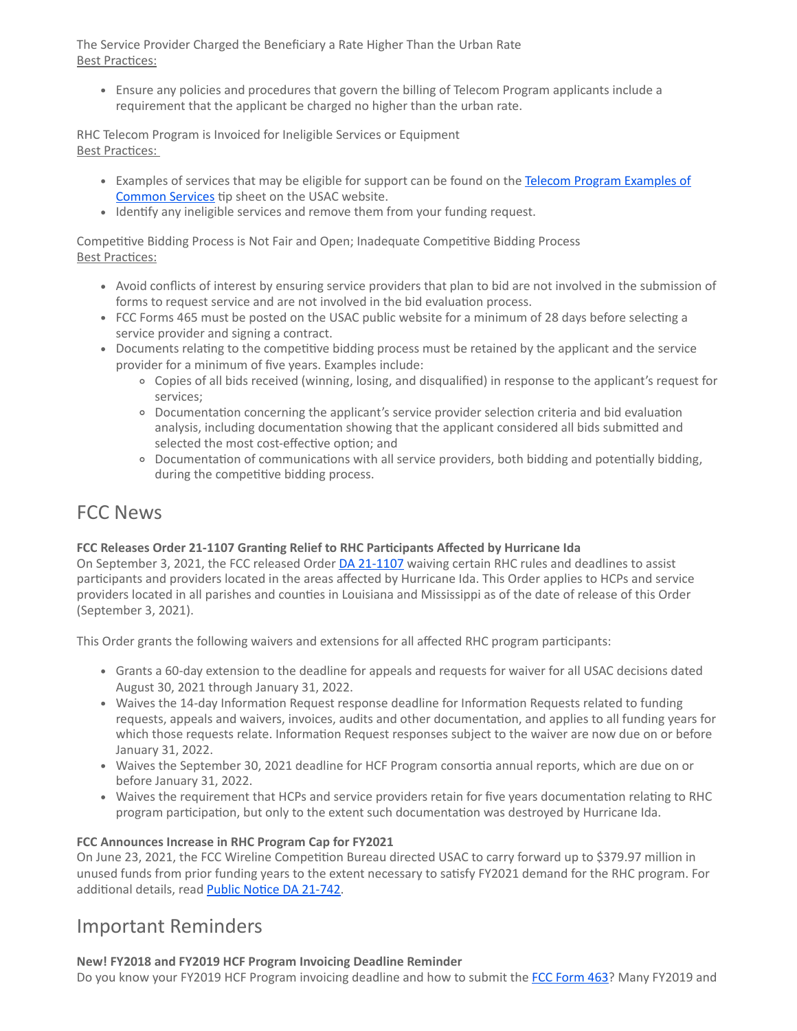The Service Provider Charged the Beneficiary a Rate Higher Than the Urban Rate
Best Practices:

- Ensure any policies and procedures that govern the billing of Telecom Program applicants include a requirement that the applicant be charged no higher than the urban rate.

RHC Telecom Program is Invoiced for Ineligible Services or Equipment
Best Practices:

- Examples of services that may be eligible for support can be found on the [Telecom Program Examples of Common Services]() tip sheet on the USAC website.
- Identify any ineligible services and remove them from your funding request.

Competitive Bidding Process is Not Fair and Open; Inadequate Competitive Bidding Process
Best Practices:

- Avoid conflicts of interest by ensuring service providers that plan to bid are not involved in the submission of forms to request service and are not involved in the bid evaluation process.
- FCC Forms 465 must be posted on the USAC public website for a minimum of 28 days before selecting a service provider and signing a contract.
- Documents relating to the competitive bidding process must be retained by the applicant and the service provider for a minimum of five years. Examples include:
  - Copies of all bids received (winning, losing, and disqualified) in response to the applicant's request for services;
  - Documentation concerning the applicant's service provider selection criteria and bid evaluation analysis, including documentation showing that the applicant considered all bids submitted and selected the most cost-effective option; and
  - Documentation of communications with all service providers, both bidding and potentially bidding, during the competitive bidding process.

## FCC News

**FCC Releases Order 21-1107 Granting Relief to RHC Participants Affected by Hurricane Ida**
On September 3, 2021, the FCC released Order [DA 21-1107]() waiving certain RHC rules and deadlines to assist participants and providers located in the areas affected by Hurricane Ida. This Order applies to HCPs and service providers located in all parishes and counties in Louisiana and Mississippi as of the date of release of this Order (September 3, 2021).

This Order grants the following waivers and extensions for all affected RHC program participants:

- Grants a 60-day extension to the deadline for appeals and requests for waiver for all USAC decisions dated August 30, 2021 through January 31, 2022.
- Waives the 14-day Information Request response deadline for Information Requests related to funding requests, appeals and waivers, invoices, audits and other documentation, and applies to all funding years for which those requests relate. Information Request responses subject to the waiver are now due on or before January 31, 2022.
- Waives the September 30, 2021 deadline for HCF Program consortia annual reports, which are due on or before January 31, 2022.
- Waives the requirement that HCPs and service providers retain for five years documentation relating to RHC program participation, but only to the extent such documentation was destroyed by Hurricane Ida.

**FCC Announces Increase in RHC Program Cap for FY2021**
On June 23, 2021, the FCC Wireline Competition Bureau directed USAC to carry forward up to $379.97 million in unused funds from prior funding years to the extent necessary to satisfy FY2021 demand for the RHC program. For additional details, read [Public Notice DA 21-742]().

## Important Reminders

**New! FY2018 and FY2019 HCF Program Invoicing Deadline Reminder**
Do you know your FY2019 HCF Program invoicing deadline and how to submit the [FCC Form 463]()? Many FY2019 and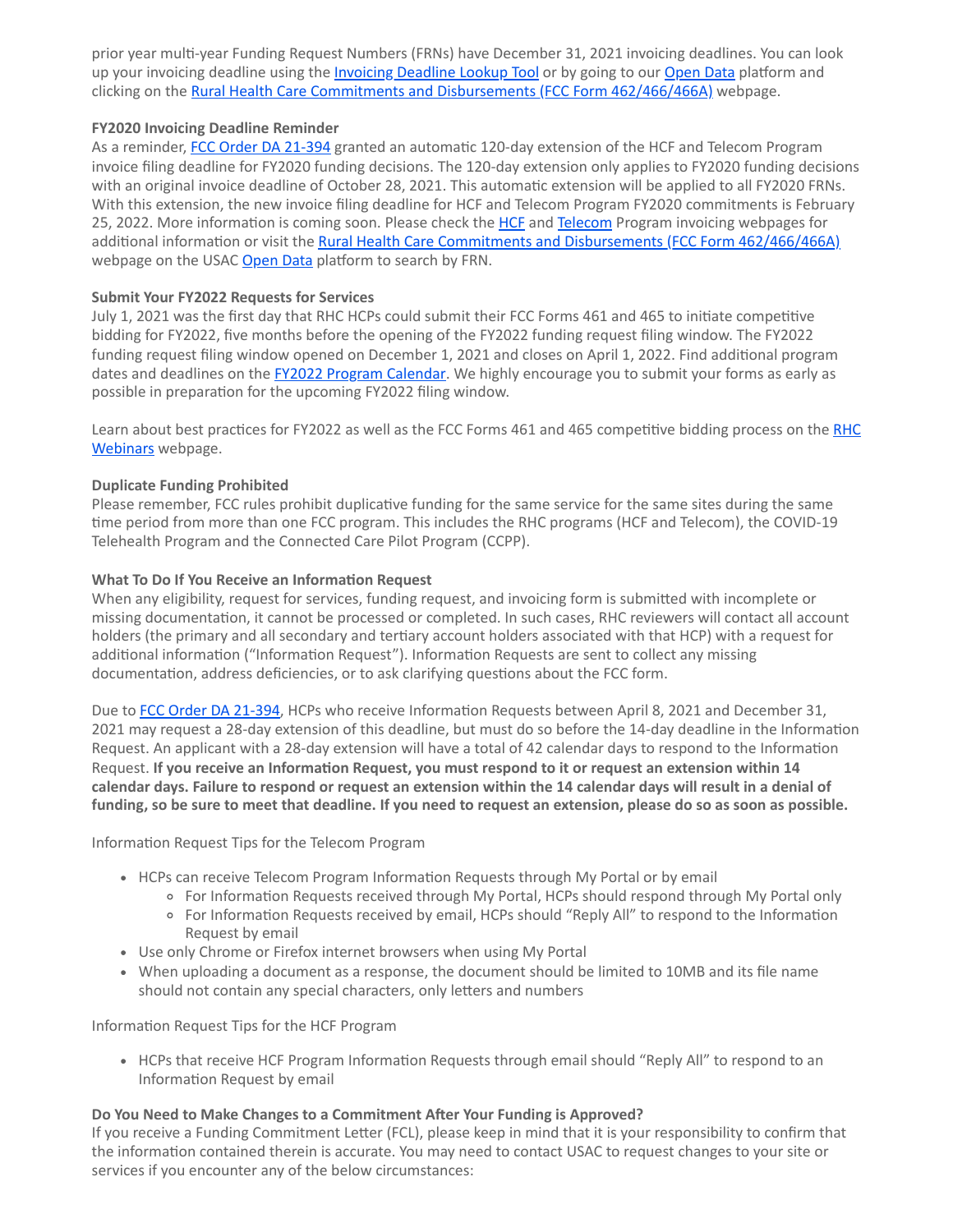prior year multi-year Funding Request Numbers (FRNs) have December 31, 2021 invoicing deadlines. You can look up your invoicing deadline using the [Invoicing Deadline Lookup Tool]() or by going to our [Open Data]() platform and clicking on the [Rural Health Care Commitments and Disbursements (FCC Form 462/466/466A)]() webpage.

**FY2020 Invoicing Deadline Reminder**

As a reminder, [FCC Order DA 21-394]() granted an automatic 120-day extension of the HCF and Telecom Program invoice filing deadline for FY2020 funding decisions. The 120-day extension only applies to FY2020 funding decisions with an original invoice deadline of October 28, 2021. This automatic extension will be applied to all FY2020 FRNs. With this extension, the new invoice filing deadline for HCF and Telecom Program FY2020 commitments is February 25, 2022. More information is coming soon. Please check the [HCF]() and [Telecom]() Program invoicing webpages for additional information or visit the [Rural Health Care Commitments and Disbursements (FCC Form 462/466/466A)]() webpage on the USAC [Open Data]() platform to search by FRN.

**Submit Your FY2022 Requests for Services**

July 1, 2021 was the first day that RHC HCPs could submit their FCC Forms 461 and 465 to initiate competitive bidding for FY2022, five months before the opening of the FY2022 funding request filing window. The FY2022 funding request filing window opened on December 1, 2021 and closes on April 1, 2022. Find additional program dates and deadlines on the [FY2022 Program Calendar](). We highly encourage you to submit your forms as early as possible in preparation for the upcoming FY2022 filing window.

Learn about best practices for FY2022 as well as the FCC Forms 461 and 465 competitive bidding process on the [RHC Webinars]() webpage.

**Duplicate Funding Prohibited**

Please remember, FCC rules prohibit duplicative funding for the same service for the same sites during the same time period from more than one FCC program. This includes the RHC programs (HCF and Telecom), the COVID-19 Telehealth Program and the Connected Care Pilot Program (CCPP).

**What To Do If You Receive an Information Request**

When any eligibility, request for services, funding request, and invoicing form is submitted with incomplete or missing documentation, it cannot be processed or completed. In such cases, RHC reviewers will contact all account holders (the primary and all secondary and tertiary account holders associated with that HCP) with a request for additional information ("Information Request"). Information Requests are sent to collect any missing documentation, address deficiencies, or to ask clarifying questions about the FCC form.

Due to [FCC Order DA 21-394](), HCPs who receive Information Requests between April 8, 2021 and December 31, 2021 may request a 28-day extension of this deadline, but must do so before the 14-day deadline in the Information Request. An applicant with a 28-day extension will have a total of 42 calendar days to respond to the Information Request. **If you receive an Information Request, you must respond to it or request an extension within 14 calendar days. Failure to respond or request an extension within the 14 calendar days will result in a denial of funding, so be sure to meet that deadline. If you need to request an extension, please do so as soon as possible.**

Information Request Tips for the Telecom Program

- HCPs can receive Telecom Program Information Requests through My Portal or by email
  - For Information Requests received through My Portal, HCPs should respond through My Portal only
  - For Information Requests received by email, HCPs should "Reply All" to respond to the Information Request by email
- Use only Chrome or Firefox internet browsers when using My Portal
- When uploading a document as a response, the document should be limited to 10MB and its file name should not contain any special characters, only letters and numbers

Information Request Tips for the HCF Program

- HCPs that receive HCF Program Information Requests through email should "Reply All" to respond to an Information Request by email

**Do You Need to Make Changes to a Commitment After Your Funding is Approved?**

If you receive a Funding Commitment Letter (FCL), please keep in mind that it is your responsibility to confirm that the information contained therein is accurate. You may need to contact USAC to request changes to your site or services if you encounter any of the below circumstances: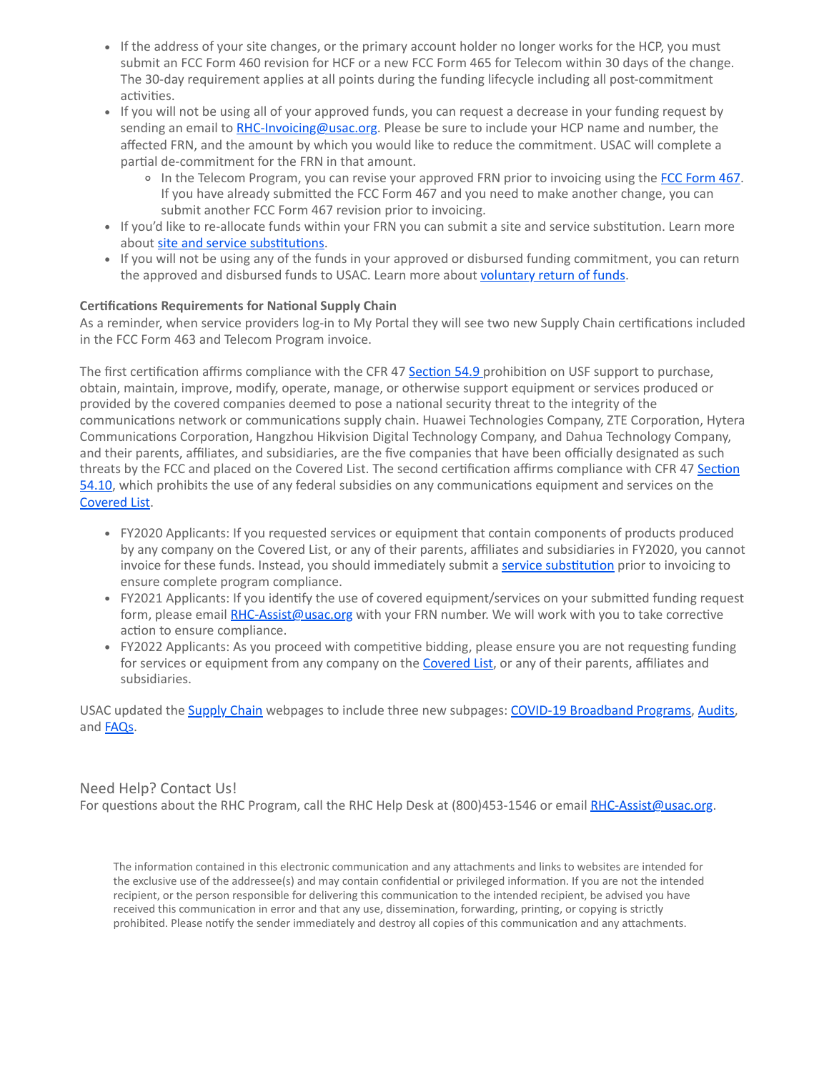- If the address of your site changes, or the primary account holder no longer works for the HCP, you must submit an FCC Form 460 revision for HCF or a new FCC Form 465 for Telecom within 30 days of the change. The 30-day requirement applies at all points during the funding lifecycle including all post-commitment activities.
- If you will not be using all of your approved funds, you can request a decrease in your funding request by sending an email to [RHC-Invoicing@usac.org](mailto:RHC-Invoicing@usac.org). Please be sure to include your HCP name and number, the affected FRN, and the amount by which you would like to reduce the commitment. USAC will complete a partial de-commitment for the FRN in that amount.
  - In the Telecom Program, you can revise your approved FRN prior to invoicing using the FCC Form 467. If you have already submitted the FCC Form 467 and you need to make another change, you can submit another FCC Form 467 revision prior to invoicing.
- If you'd like to re-allocate funds within your FRN you can submit a site and service substitution. Learn more about site and service substitutions.
- If you will not be using any of the funds in your approved or disbursed funding commitment, you can return the approved and disbursed funds to USAC. Learn more about voluntary return of funds.

**Certifications Requirements for National Supply Chain**
As a reminder, when service providers log-in to My Portal they will see two new Supply Chain certifications included in the FCC Form 463 and Telecom Program invoice.

The first certification affirms compliance with the CFR 47 Section 54.9 prohibition on USF support to purchase, obtain, maintain, improve, modify, operate, manage, or otherwise support equipment or services produced or provided by the covered companies deemed to pose a national security threat to the integrity of the communications network or communications supply chain. Huawei Technologies Company, ZTE Corporation, Hytera Communications Corporation, Hangzhou Hikvision Digital Technology Company, and Dahua Technology Company, and their parents, affiliates, and subsidiaries, are the five companies that have been officially designated as such threats by the FCC and placed on the Covered List. The second certification affirms compliance with CFR 47 Section 54.10, which prohibits the use of any federal subsidies on any communications equipment and services on the Covered List.

- FY2020 Applicants: If you requested services or equipment that contain components of products produced by any company on the Covered List, or any of their parents, affiliates and subsidiaries in FY2020, you cannot invoice for these funds. Instead, you should immediately submit a service substitution prior to invoicing to ensure complete program compliance.
- FY2021 Applicants: If you identify the use of covered equipment/services on your submitted funding request form, please email [RHC-Assist@usac.org](mailto:RHC-Assist@usac.org) with your FRN number. We will work with you to take corrective action to ensure compliance.
- FY2022 Applicants: As you proceed with competitive bidding, please ensure you are not requesting funding for services or equipment from any company on the Covered List, or any of their parents, affiliates and subsidiaries.

USAC updated the Supply Chain webpages to include three new subpages: COVID-19 Broadband Programs, Audits, and FAQs.

## Need Help? Contact Us!

For questions about the RHC Program, call the RHC Help Desk at (800)453-1546 or email [RHC-Assist@usac.org](mailto:RHC-Assist@usac.org).

The information contained in this electronic communication and any attachments and links to websites are intended for the exclusive use of the addressee(s) and may contain confidential or privileged information. If you are not the intended recipient, or the person responsible for delivering this communication to the intended recipient, be advised you have received this communication in error and that any use, dissemination, forwarding, printing, or copying is strictly prohibited. Please notify the sender immediately and destroy all copies of this communication and any attachments.